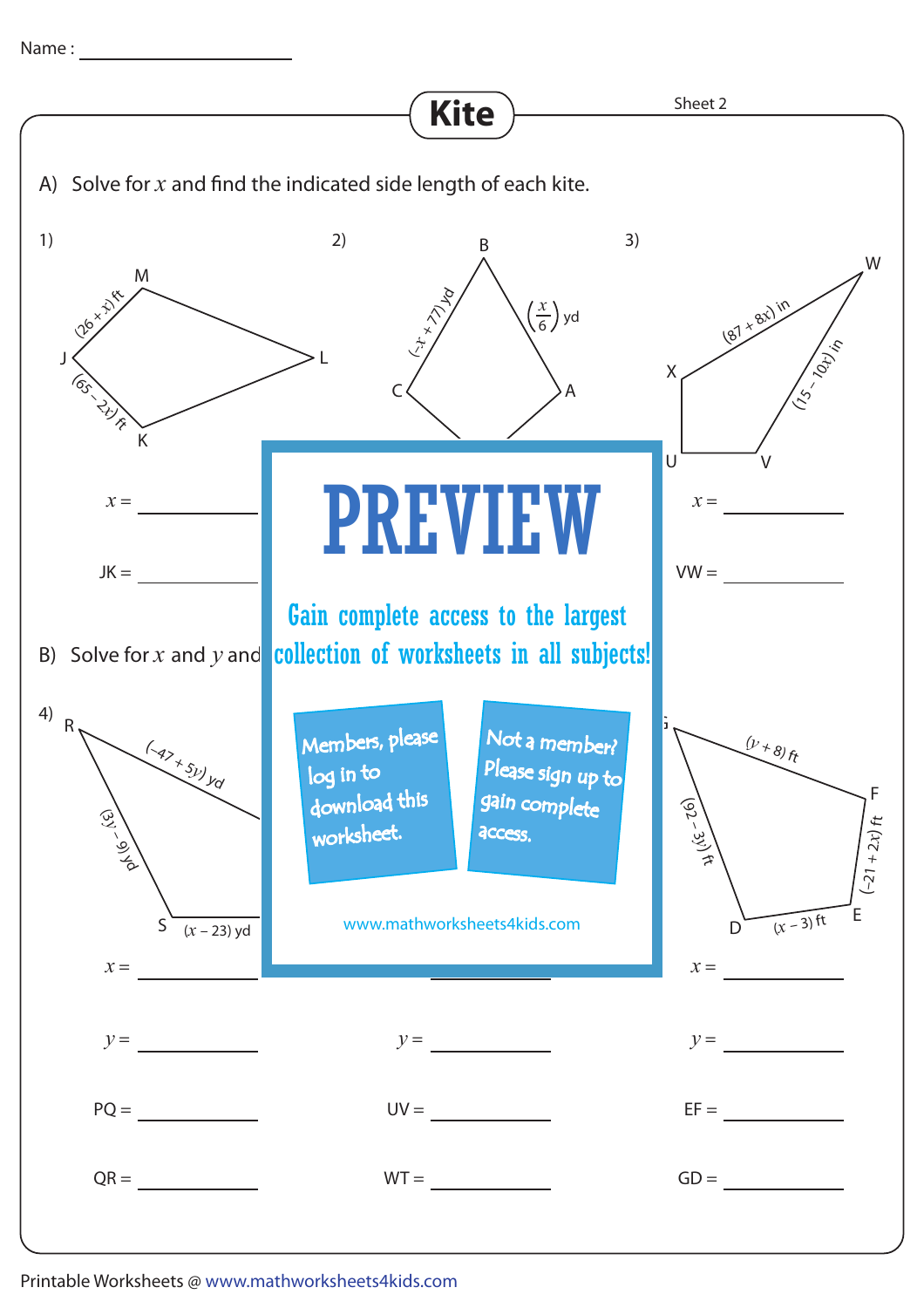Name : ____________________

# Kite

Sheet 2

A) Solve for $x$ and find the indicated side length of each kite.

1)

M

$(26 + x)$ ft

J — L

$(65 - 2x)$ ft

K

$x$ = ____________

JK = ____________

2)

B

$(-x + 77)$ yd

$\left(\frac{x}{6}\right)$ yd

C — A

3)

W

$(87 + 8x)$ in

X

$(15 - 10x)$ in

U — V

$x$ = ____________

VW = ____________

**PREVIEW**

Gain complete access to the largest collection of worksheets in all subjects!

Members, please log in to download this worksheet.

Not a member? Please sign up to gain complete access.

www.mathworksheets4kids.com

B) Solve for $x$ and $y$ and

4)

R

$(-47 + 5y)$ yd

$(3y - 9)$ yd

S $(x - 23)$ yd

$x$ = ____________

$y$ = ____________

PQ = ____________

QR = ____________

$y$ = ____________

UV = ____________

WT = ____________

G

$(y + 8)$ ft

F

$(92 - 3y)$ ft

$(-21 + 2x)$ ft

D $(x - 3)$ ft E

$x$ = ____________

$y$ = ____________

EF = ____________

GD = ____________

Printable Worksheets @ www.mathworksheets4kids.com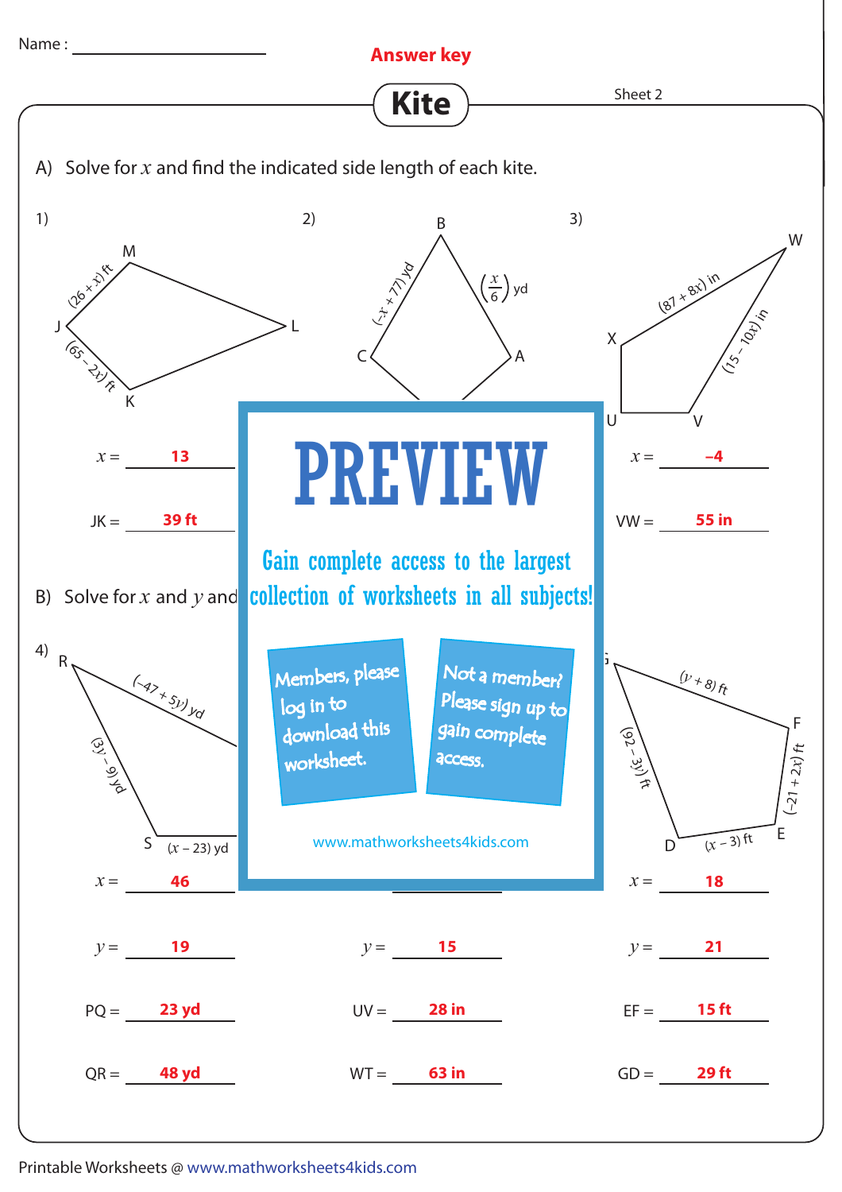Name : ____________________

**Answer key**

# Kite

Sheet 2

A) Solve for $x$ and find the indicated side length of each kite.

1)

M

$(26 + x)$ ft

J

L

$(65 - 2x)$ ft

K

$x =$ **13**

JK = **39 ft**

2)

B

$(-x + 77)$ yd

$\left(\frac{x}{6}\right)$ yd

C

A

3)

W

$(87 + 8x)$ in

X

$(15 - 10x)$ in

U

V

$x =$ **–4**

VW = **55 in**

PREVIEW

Gain complete access to the largest collection of worksheets in all subjects!

Members, please log in to download this worksheet.

Not a member? Please sign up to gain complete access.

www.mathworksheets4kids.com

B) Solve for $x$ and $y$ and

4)

R

$(-47 + 5y)$ yd

$(3y - 9)$ yd

S

$(x - 23)$ yd

$x =$ **46**

$y =$ **19**

PQ = **23 yd**

QR = **48 yd**

$y =$ **15**

UV = **28 in**

WT = **63 in**

G

$(y + 8)$ ft

F

$(92 - 3y)$ ft

$(-21 + 2x)$ ft

D

$(x - 3)$ ft

E

$x =$ **18**

$y =$ **21**

EF = **15 ft**

GD = **29 ft**

Printable Worksheets @ www.mathworksheets4kids.com